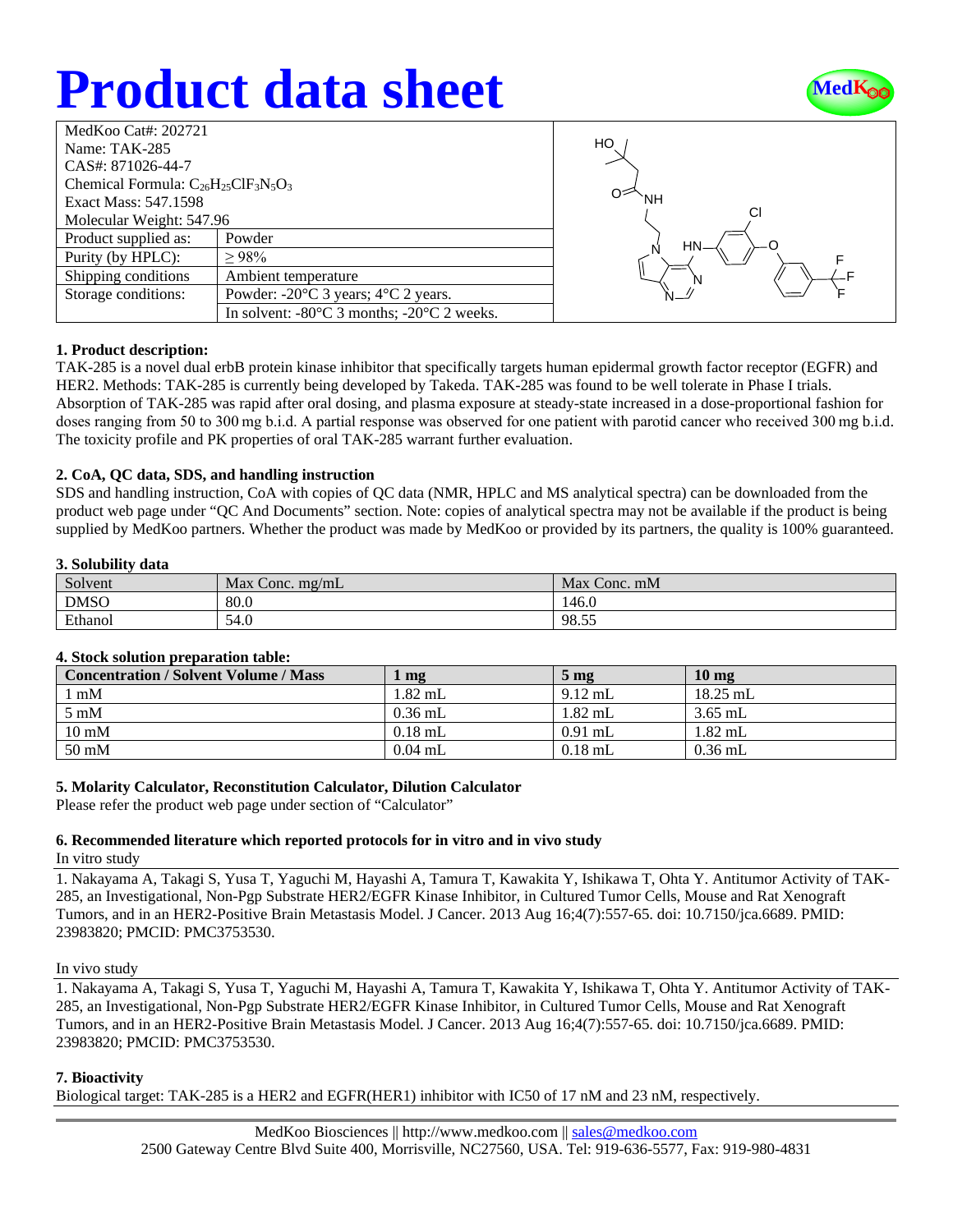# Product data sheet

| MedKoo Cat#: 202721 | |
|---|---|
| Name: TAK-285 | |
| CAS#: 871026-44-7 | |
| Chemical Formula: $C_{26}H_{25}ClF_3N_5O_3$ | |
| Exact Mass: 547.1598 | |
| Molecular Weight: 547.96 | |
| Product supplied as: | Powder |
| Purity (by HPLC): | ≥ 98% |
| Shipping conditions | Ambient temperature |
| Storage conditions: | Powder: -20°C 3 years; 4°C 2 years. |
| | In solvent: -80°C 3 months; -20°C 2 weeks. |

### 1. Product description:

TAK-285 is a novel dual erbB protein kinase inhibitor that specifically targets human epidermal growth factor receptor (EGFR) and HER2. Methods: TAK-285 is currently being developed by Takeda. TAK-285 was found to be well tolerate in Phase I trials. Absorption of TAK-285 was rapid after oral dosing, and plasma exposure at steady-state increased in a dose-proportional fashion for doses ranging from 50 to 300 mg b.i.d. A partial response was observed for one patient with parotid cancer who received 300 mg b.i.d. The toxicity profile and PK properties of oral TAK-285 warrant further evaluation.

### 2. CoA, QC data, SDS, and handling instruction

SDS and handling instruction, CoA with copies of QC data (NMR, HPLC and MS analytical spectra) can be downloaded from the product web page under "QC And Documents" section. Note: copies of analytical spectra may not be available if the product is being supplied by MedKoo partners. Whether the product was made by MedKoo or provided by its partners, the quality is 100% guaranteed.

### 3. Solubility data

| Solvent | Max Conc. mg/mL | Max Conc. mM |
|---|---|---|
| DMSO | 80.0 | 146.0 |
| Ethanol | 54.0 | 98.55 |

### 4. Stock solution preparation table:

| Concentration / Solvent Volume / Mass | 1 mg | 5 mg | 10 mg |
|---|---|---|---|
| 1 mM | 1.82 mL | 9.12 mL | 18.25 mL |
| 5 mM | 0.36 mL | 1.82 mL | 3.65 mL |
| 10 mM | 0.18 mL | 0.91 mL | 1.82 mL |
| 50 mM | 0.04 mL | 0.18 mL | 0.36 mL |

### 5. Molarity Calculator, Reconstitution Calculator, Dilution Calculator

Please refer the product web page under section of "Calculator"

### 6. Recommended literature which reported protocols for in vitro and in vivo study

In vitro study

1. Nakayama A, Takagi S, Yusa T, Yaguchi M, Hayashi A, Tamura T, Kawakita Y, Ishikawa T, Ohta Y. Antitumor Activity of TAK-285, an Investigational, Non-Pgp Substrate HER2/EGFR Kinase Inhibitor, in Cultured Tumor Cells, Mouse and Rat Xenograft Tumors, and in an HER2-Positive Brain Metastasis Model. J Cancer. 2013 Aug 16;4(7):557-65. doi: 10.7150/jca.6689. PMID: 23983820; PMCID: PMC3753530.

In vivo study

1. Nakayama A, Takagi S, Yusa T, Yaguchi M, Hayashi A, Tamura T, Kawakita Y, Ishikawa T, Ohta Y. Antitumor Activity of TAK-285, an Investigational, Non-Pgp Substrate HER2/EGFR Kinase Inhibitor, in Cultured Tumor Cells, Mouse and Rat Xenograft Tumors, and in an HER2-Positive Brain Metastasis Model. J Cancer. 2013 Aug 16;4(7):557-65. doi: 10.7150/jca.6689. PMID: 23983820; PMCID: PMC3753530.

### 7. Bioactivity

Biological target: TAK-285 is a HER2 and EGFR(HER1) inhibitor with IC50 of 17 nM and 23 nM, respectively.

MedKoo Biosciences || http://www.medkoo.com || sales@medkoo.com
2500 Gateway Centre Blvd Suite 400, Morrisville, NC27560, USA. Tel: 919-636-5577, Fax: 919-980-4831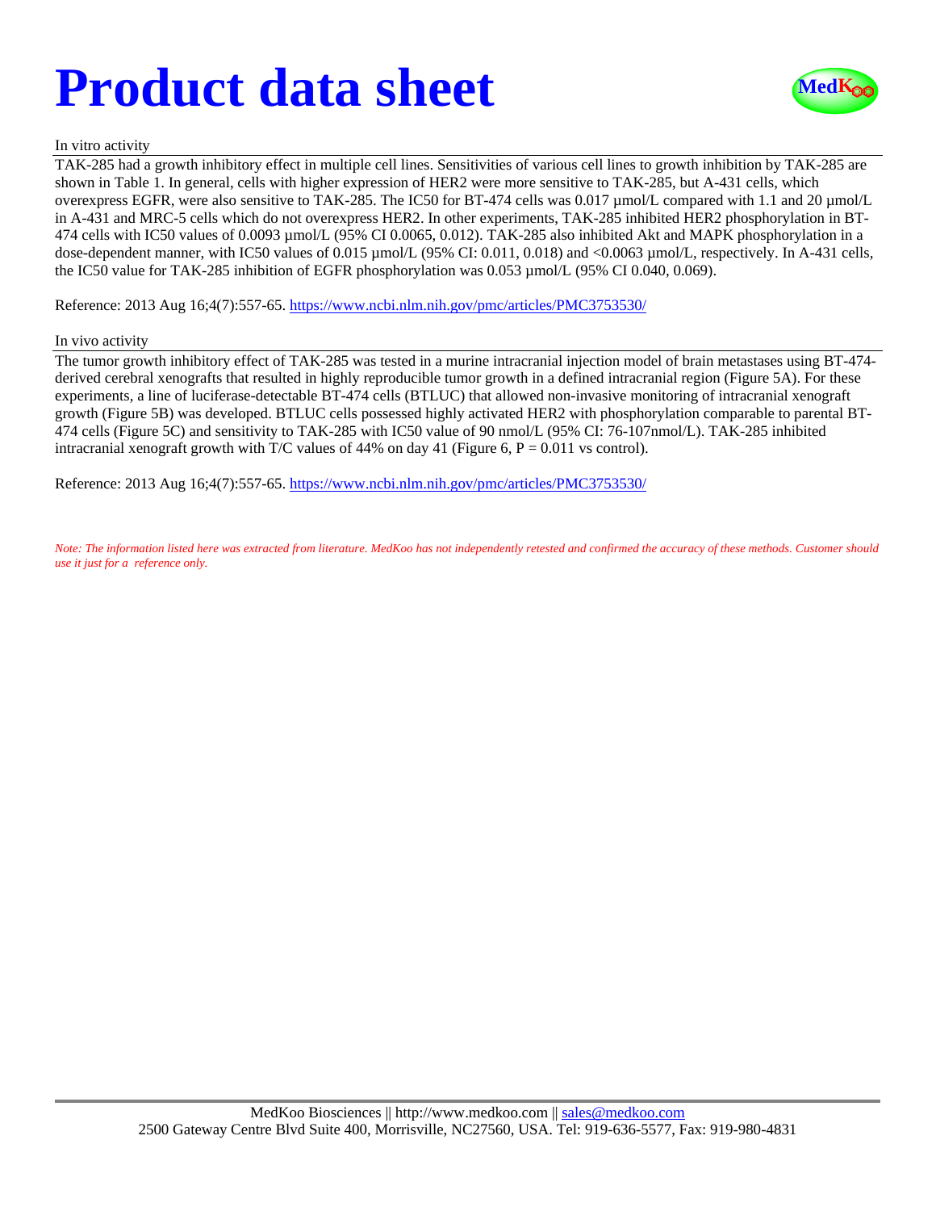# Product data sheet

In vitro activity

TAK-285 had a growth inhibitory effect in multiple cell lines. Sensitivities of various cell lines to growth inhibition by TAK-285 are shown in Table 1. In general, cells with higher expression of HER2 were more sensitive to TAK-285, but A-431 cells, which overexpress EGFR, were also sensitive to TAK-285. The IC50 for BT-474 cells was 0.017 µmol/L compared with 1.1 and 20 µmol/L in A-431 and MRC-5 cells which do not overexpress HER2. In other experiments, TAK-285 inhibited HER2 phosphorylation in BT-474 cells with IC50 values of 0.0093 µmol/L (95% CI 0.0065, 0.012). TAK-285 also inhibited Akt and MAPK phosphorylation in a dose-dependent manner, with IC50 values of 0.015 µmol/L (95% CI: 0.011, 0.018) and <0.0063 µmol/L, respectively. In A-431 cells, the IC50 value for TAK-285 inhibition of EGFR phosphorylation was 0.053 µmol/L (95% CI 0.040, 0.069).

Reference: 2013 Aug 16;4(7):557-65. https://www.ncbi.nlm.nih.gov/pmc/articles/PMC3753530/

In vivo activity

The tumor growth inhibitory effect of TAK-285 was tested in a murine intracranial injection model of brain metastases using BT-474-derived cerebral xenografts that resulted in highly reproducible tumor growth in a defined intracranial region (Figure 5A). For these experiments, a line of luciferase-detectable BT-474 cells (BTLUC) that allowed non-invasive monitoring of intracranial xenograft growth (Figure 5B) was developed. BTLUC cells possessed highly activated HER2 with phosphorylation comparable to parental BT-474 cells (Figure 5C) and sensitivity to TAK-285 with IC50 value of 90 nmol/L (95% CI: 76-107nmol/L). TAK-285 inhibited intracranial xenograft growth with T/C values of 44% on day 41 (Figure 6, P = 0.011 vs control).

Reference: 2013 Aug 16;4(7):557-65. https://www.ncbi.nlm.nih.gov/pmc/articles/PMC3753530/

*Note: The information listed here was extracted from literature. MedKoo has not independently retested and confirmed the accuracy of these methods. Customer should use it just for a reference only.*